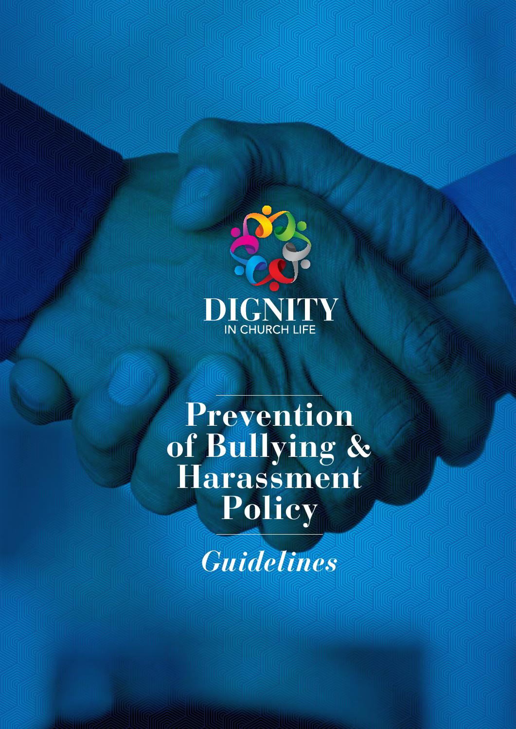DIGNITY
IN CHURCH LIFE

# Prevention of Bullying & Harassment Policy

*Guidelines*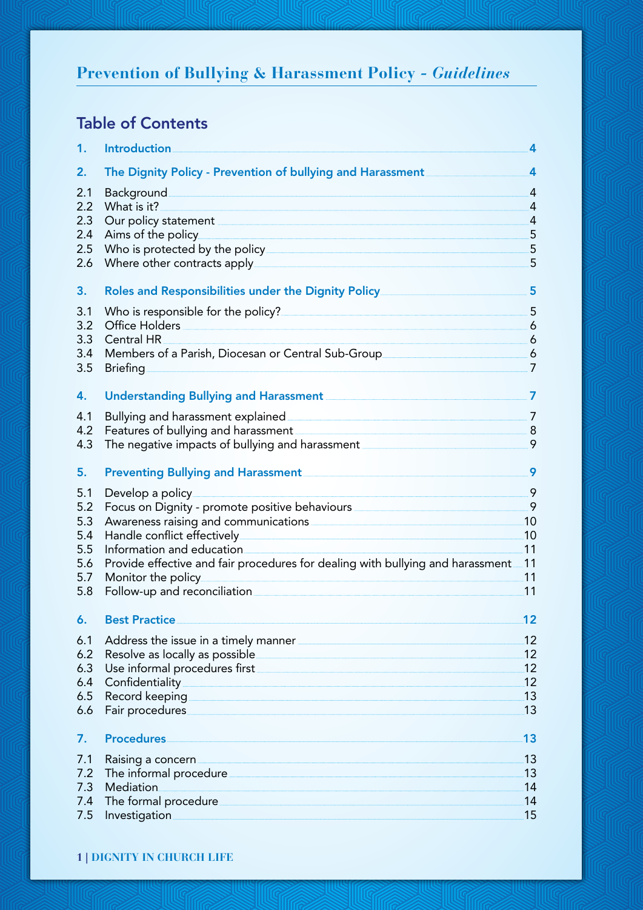# Prevention of Bullying & Harassment Policy - *Guidelines*

## Table of Contents

| | | |
|---|---|---|
| **1.** | **Introduction** | **4** |
| **2.** | **The Dignity Policy - Prevention of bullying and Harassment** | **4** |
| 2.1 | Background | 4 |
| 2.2 | What is it? | 4 |
| 2.3 | Our policy statement | 4 |
| 2.4 | Aims of the policy | 5 |
| 2.5 | Who is protected by the policy | 5 |
| 2.6 | Where other contracts apply | 5 |
| **3.** | **Roles and Responsibilities under the Dignity Policy** | **5** |
| 3.1 | Who is responsible for the policy? | 5 |
| 3.2 | Office Holders | 6 |
| 3.3 | Central HR | 6 |
| 3.4 | Members of a Parish, Diocesan or Central Sub-Group | 6 |
| 3.5 | Briefing | 7 |
| **4.** | **Understanding Bullying and Harassment** | **7** |
| 4.1 | Bullying and harassment explained | 7 |
| 4.2 | Features of bullying and harassment | 8 |
| 4.3 | The negative impacts of bullying and harassment | 9 |
| **5.** | **Preventing Bullying and Harassment** | **9** |
| 5.1 | Develop a policy | 9 |
| 5.2 | Focus on Dignity - promote positive behaviours | 9 |
| 5.3 | Awareness raising and communications | 10 |
| 5.4 | Handle conflict effectively | 10 |
| 5.5 | Information and education | 11 |
| 5.6 | Provide effective and fair procedures for dealing with bullying and harassment | 11 |
| 5.7 | Monitor the policy | 11 |
| 5.8 | Follow-up and reconciliation | 11 |
| **6.** | **Best Practice** | **12** |
| 6.1 | Address the issue in a timely manner | 12 |
| 6.2 | Resolve as locally as possible | 12 |
| 6.3 | Use informal procedures first | 12 |
| 6.4 | Confidentiality | 12 |
| 6.5 | Record keeping | 13 |
| 6.6 | Fair procedures | 13 |
| **7.** | **Procedures** | **13** |
| 7.1 | Raising a concern | 13 |
| 7.2 | The informal procedure | 13 |
| 7.3 | Mediation | 14 |
| 7.4 | The formal procedure | 14 |
| 7.5 | Investigation | 15 |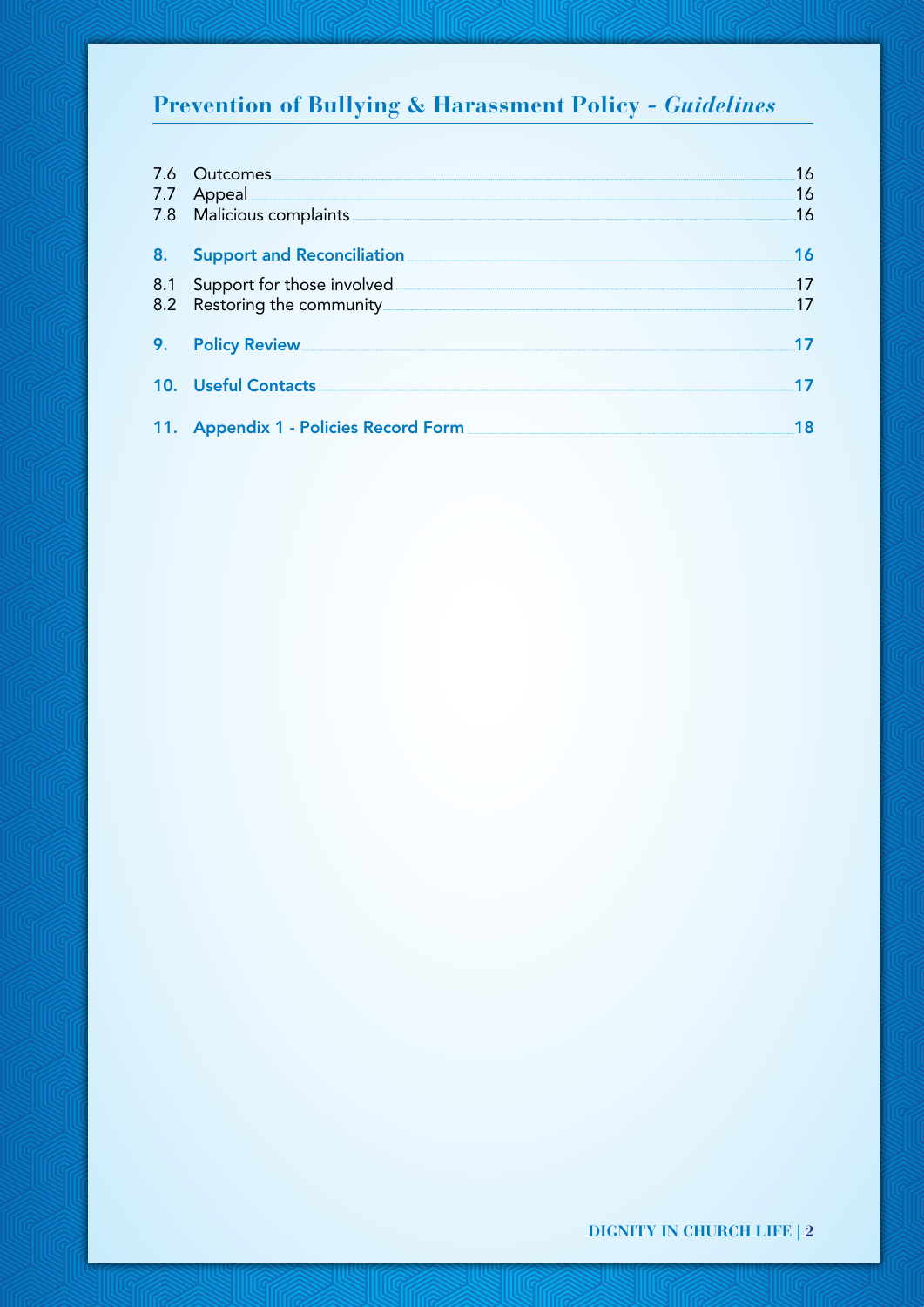7.6 Outcomes ..... 16
7.7 Appeal ..... 16
7.8 Malicious complaints ..... 16

**8. Support and Reconciliation ..... 16**

8.1 Support for those involved ..... 17
8.2 Restoring the community ..... 17

**9. Policy Review ..... 17**

**10. Useful Contacts ..... 17**

**11. Appendix 1 - Policies Record Form ..... 18**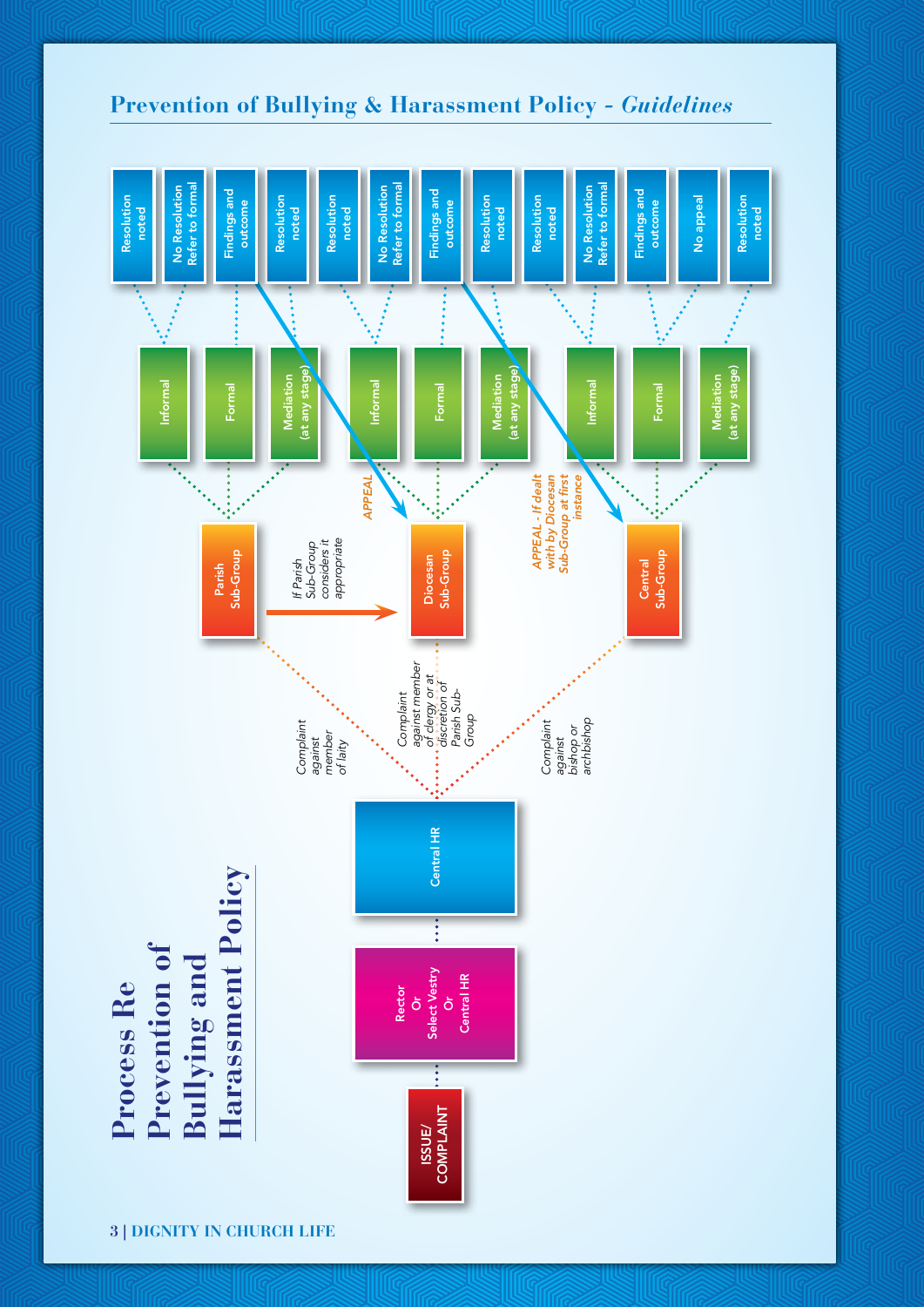## Process Re Prevention of Bullying and Harassment Policy

ISSUE/ COMPLAINT

Rector Or Select Vestry Or Central HR

Central HR

*Complaint against member of laity*

*Complaint against member of clergy or at discretion of Parish Sub-Group*

*Complaint against bishop or archbishop*

Parish Sub-Group

*If Parish Sub-Group considers it appropriate*

Diocesan Sub-Group

Central Sub-Group

*APPEAL*

*APPEAL - If dealt with by Diocesan Sub-Group at first instance*

**Parish Sub-Group:**

- Informal
  - Resolution noted
  - No Resolution Refer to formal
- Formal
  - Findings and outcome
- Mediation (at any stage)
  - Resolution noted

**Diocesan Sub-Group:**

- Informal
  - Resolution noted
  - No Resolution Refer to formal
- Formal
  - Findings and outcome
- Mediation (at any stage)
  - Resolution noted

**Central Sub-Group:**

- Informal
  - Resolution noted
  - No Resolution Refer to formal
- Formal
  - Findings and outcome
  - No appeal
- Mediation (at any stage)
  - Resolution noted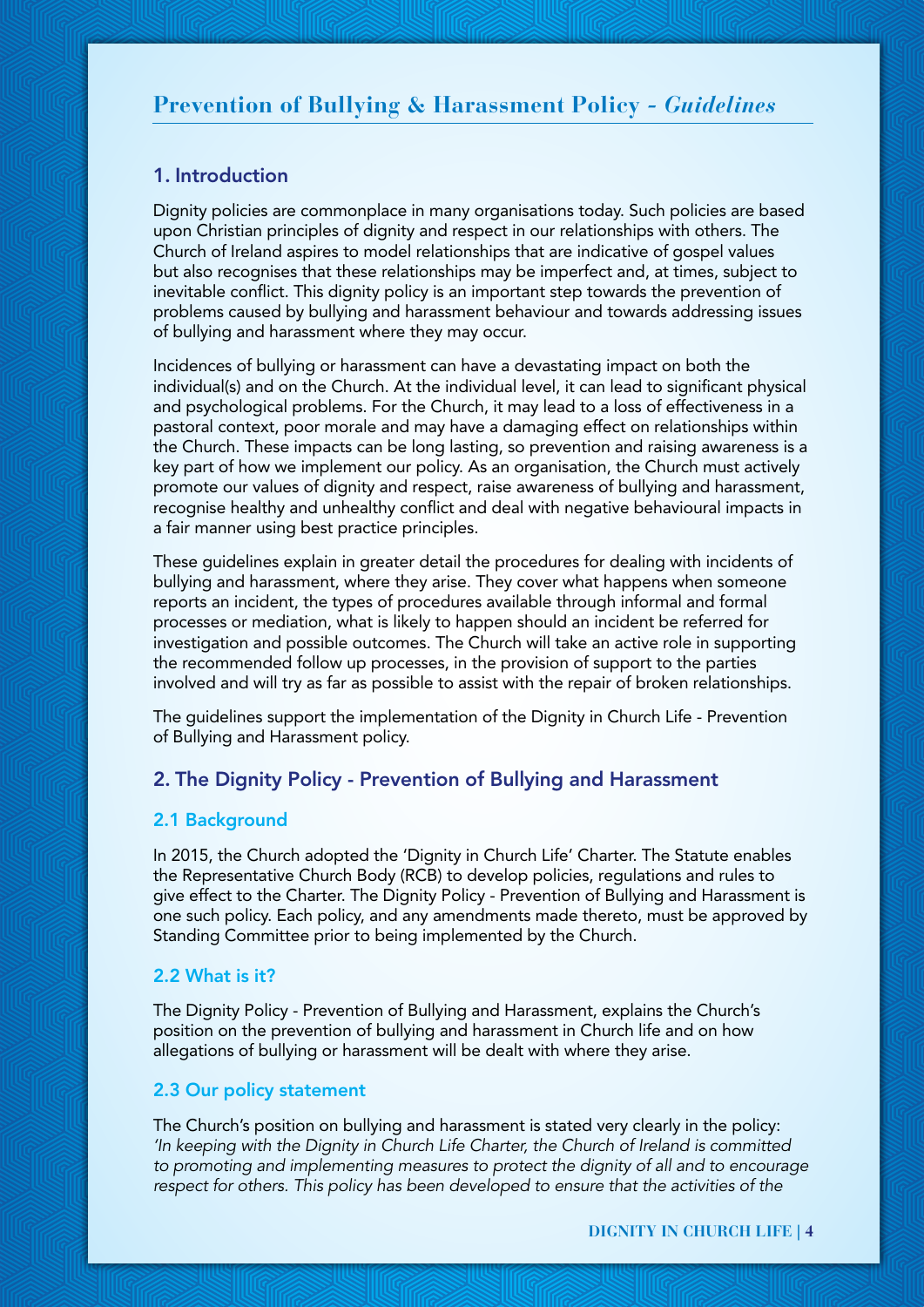## Prevention of Bullying & Harassment Policy - *Guidelines*

### 1. Introduction

Dignity policies are commonplace in many organisations today. Such policies are based upon Christian principles of dignity and respect in our relationships with others. The Church of Ireland aspires to model relationships that are indicative of gospel values but also recognises that these relationships may be imperfect and, at times, subject to inevitable conflict. This dignity policy is an important step towards the prevention of problems caused by bullying and harassment behaviour and towards addressing issues of bullying and harassment where they may occur.

Incidences of bullying or harassment can have a devastating impact on both the individual(s) and on the Church. At the individual level, it can lead to significant physical and psychological problems. For the Church, it may lead to a loss of effectiveness in a pastoral context, poor morale and may have a damaging effect on relationships within the Church. These impacts can be long lasting, so prevention and raising awareness is a key part of how we implement our policy. As an organisation, the Church must actively promote our values of dignity and respect, raise awareness of bullying and harassment, recognise healthy and unhealthy conflict and deal with negative behavioural impacts in a fair manner using best practice principles.

These guidelines explain in greater detail the procedures for dealing with incidents of bullying and harassment, where they arise. They cover what happens when someone reports an incident, the types of procedures available through informal and formal processes or mediation, what is likely to happen should an incident be referred for investigation and possible outcomes. The Church will take an active role in supporting the recommended follow up processes, in the provision of support to the parties involved and will try as far as possible to assist with the repair of broken relationships.

The guidelines support the implementation of the Dignity in Church Life - Prevention of Bullying and Harassment policy.

### 2. The Dignity Policy - Prevention of Bullying and Harassment

#### 2.1 Background

In 2015, the Church adopted the 'Dignity in Church Life' Charter. The Statute enables the Representative Church Body (RCB) to develop policies, regulations and rules to give effect to the Charter. The Dignity Policy - Prevention of Bullying and Harassment is one such policy. Each policy, and any amendments made thereto, must be approved by Standing Committee prior to being implemented by the Church.

#### 2.2 What is it?

The Dignity Policy - Prevention of Bullying and Harassment, explains the Church's position on the prevention of bullying and harassment in Church life and on how allegations of bullying or harassment will be dealt with where they arise.

#### 2.3 Our policy statement

The Church's position on bullying and harassment is stated very clearly in the policy: *'In keeping with the Dignity in Church Life Charter, the Church of Ireland is committed to promoting and implementing measures to protect the dignity of all and to encourage respect for others. This policy has been developed to ensure that the activities of the*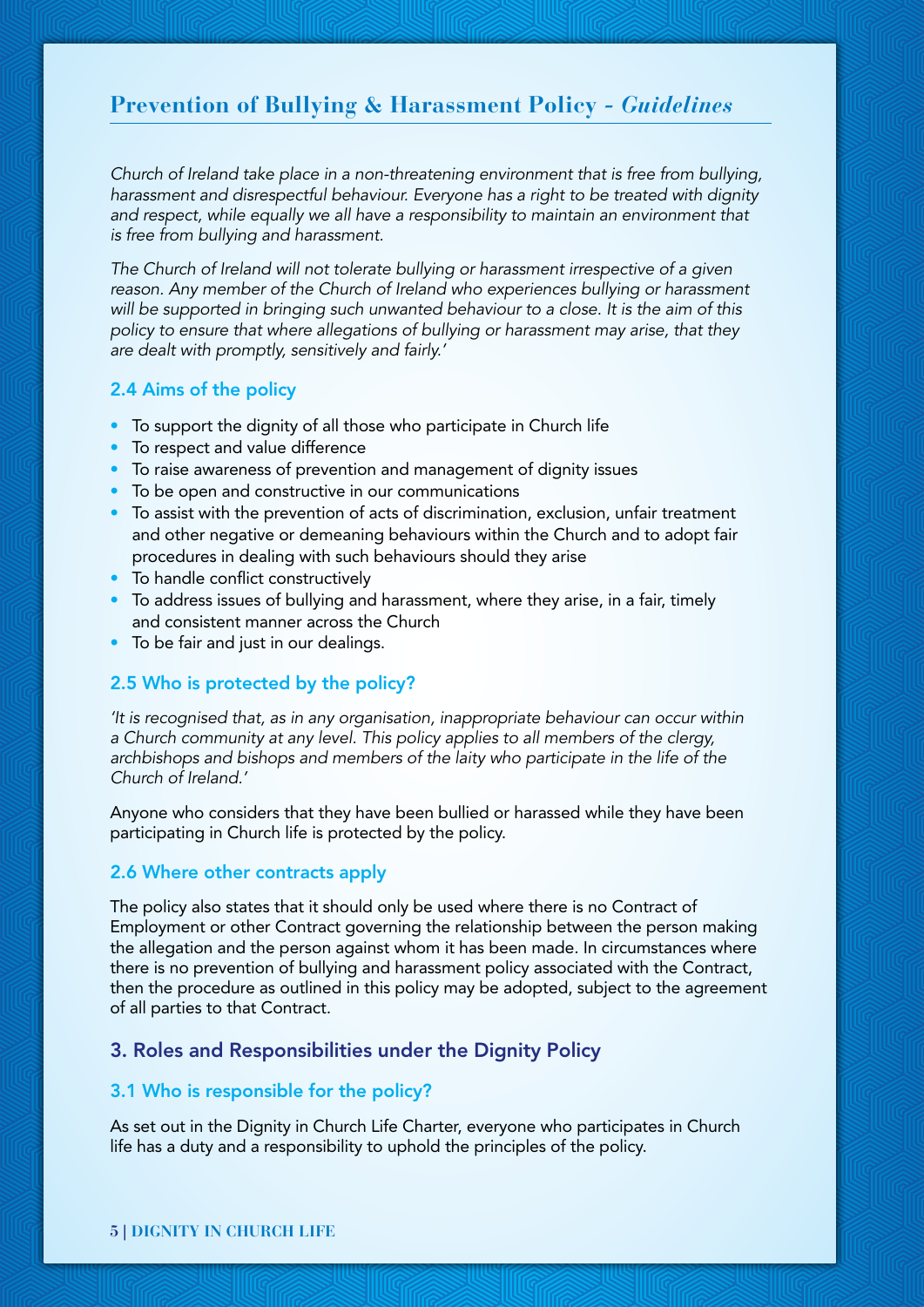## Prevention of Bullying & Harassment Policy - *Guidelines*

*Church of Ireland take place in a non-threatening environment that is free from bullying, harassment and disrespectful behaviour. Everyone has a right to be treated with dignity and respect, while equally we all have a responsibility to maintain an environment that is free from bullying and harassment.*

*The Church of Ireland will not tolerate bullying or harassment irrespective of a given reason. Any member of the Church of Ireland who experiences bullying or harassment will be supported in bringing such unwanted behaviour to a close. It is the aim of this policy to ensure that where allegations of bullying or harassment may arise, that they are dealt with promptly, sensitively and fairly.'*

### 2.4 Aims of the policy

- To support the dignity of all those who participate in Church life
- To respect and value difference
- To raise awareness of prevention and management of dignity issues
- To be open and constructive in our communications
- To assist with the prevention of acts of discrimination, exclusion, unfair treatment and other negative or demeaning behaviours within the Church and to adopt fair procedures in dealing with such behaviours should they arise
- To handle conflict constructively
- To address issues of bullying and harassment, where they arise, in a fair, timely and consistent manner across the Church
- To be fair and just in our dealings.

### 2.5 Who is protected by the policy?

*'It is recognised that, as in any organisation, inappropriate behaviour can occur within a Church community at any level. This policy applies to all members of the clergy, archbishops and bishops and members of the laity who participate in the life of the Church of Ireland.'*

Anyone who considers that they have been bullied or harassed while they have been participating in Church life is protected by the policy.

### 2.6 Where other contracts apply

The policy also states that it should only be used where there is no Contract of Employment or other Contract governing the relationship between the person making the allegation and the person against whom it has been made. In circumstances where there is no prevention of bullying and harassment policy associated with the Contract, then the procedure as outlined in this policy may be adopted, subject to the agreement of all parties to that Contract.

## 3. Roles and Responsibilities under the Dignity Policy

### 3.1 Who is responsible for the policy?

As set out in the Dignity in Church Life Charter, everyone who participates in Church life has a duty and a responsibility to uphold the principles of the policy.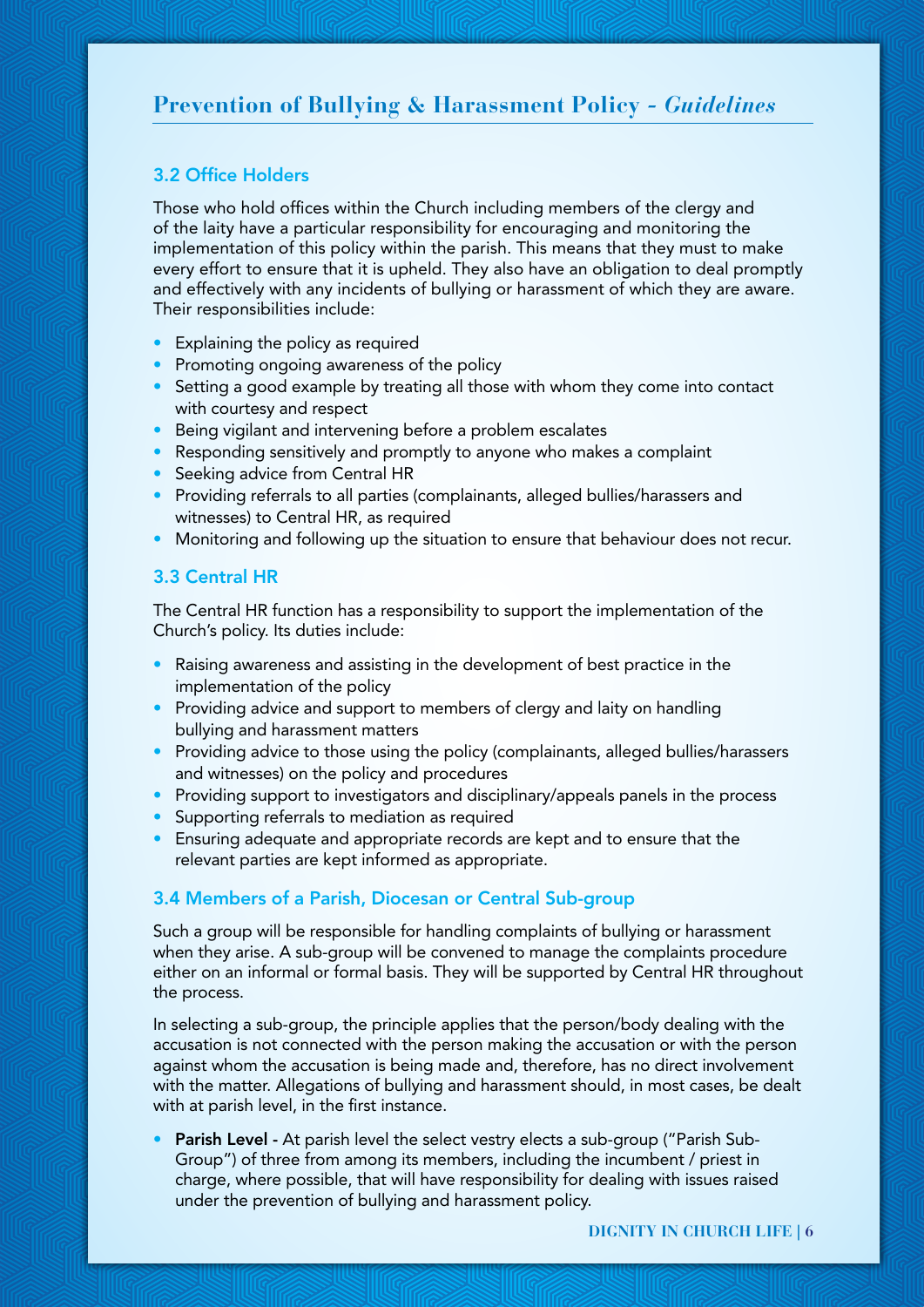## 3.2 Office Holders

Those who hold offices within the Church including members of the clergy and of the laity have a particular responsibility for encouraging and monitoring the implementation of this policy within the parish. This means that they must to make every effort to ensure that it is upheld. They also have an obligation to deal promptly and effectively with any incidents of bullying or harassment of which they are aware. Their responsibilities include:

- Explaining the policy as required
- Promoting ongoing awareness of the policy
- Setting a good example by treating all those with whom they come into contact with courtesy and respect
- Being vigilant and intervening before a problem escalates
- Responding sensitively and promptly to anyone who makes a complaint
- Seeking advice from Central HR
- Providing referrals to all parties (complainants, alleged bullies/harassers and witnesses) to Central HR, as required
- Monitoring and following up the situation to ensure that behaviour does not recur.

## 3.3 Central HR

The Central HR function has a responsibility to support the implementation of the Church's policy. Its duties include:

- Raising awareness and assisting in the development of best practice in the implementation of the policy
- Providing advice and support to members of clergy and laity on handling bullying and harassment matters
- Providing advice to those using the policy (complainants, alleged bullies/harassers and witnesses) on the policy and procedures
- Providing support to investigators and disciplinary/appeals panels in the process
- Supporting referrals to mediation as required
- Ensuring adequate and appropriate records are kept and to ensure that the relevant parties are kept informed as appropriate.

## 3.4 Members of a Parish, Diocesan or Central Sub-group

Such a group will be responsible for handling complaints of bullying or harassment when they arise. A sub-group will be convened to manage the complaints procedure either on an informal or formal basis. They will be supported by Central HR throughout the process.

In selecting a sub-group, the principle applies that the person/body dealing with the accusation is not connected with the person making the accusation or with the person against whom the accusation is being made and, therefore, has no direct involvement with the matter. Allegations of bullying and harassment should, in most cases, be dealt with at parish level, in the first instance.

- **Parish Level** - At parish level the select vestry elects a sub-group ("Parish Sub-Group") of three from among its members, including the incumbent / priest in charge, where possible, that will have responsibility for dealing with issues raised under the prevention of bullying and harassment policy.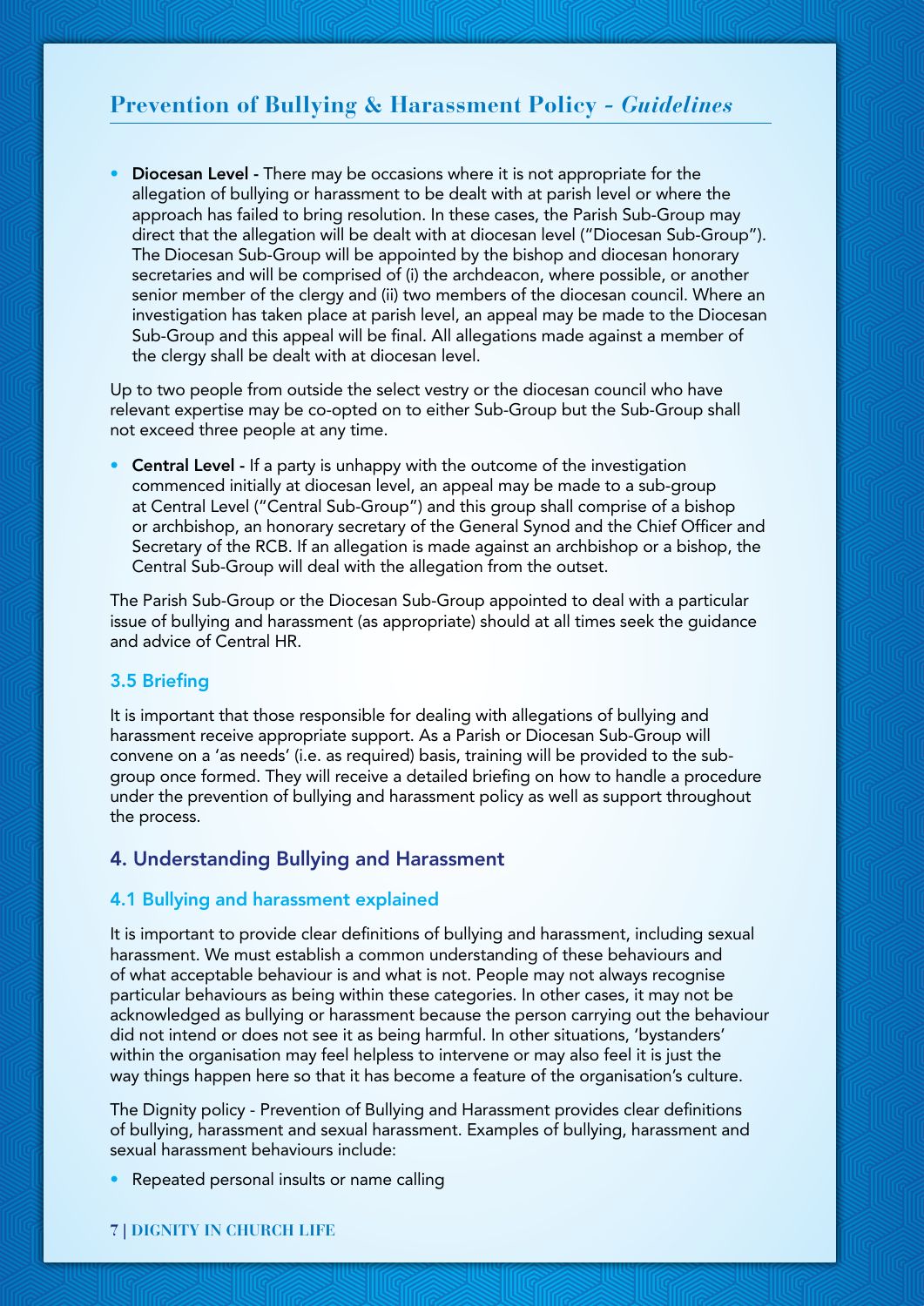- **Diocesan Level** - There may be occasions where it is not appropriate for the allegation of bullying or harassment to be dealt with at parish level or where the approach has failed to bring resolution. In these cases, the Parish Sub-Group may direct that the allegation will be dealt with at diocesan level ("Diocesan Sub-Group"). The Diocesan Sub-Group will be appointed by the bishop and diocesan honorary secretaries and will be comprised of (i) the archdeacon, where possible, or another senior member of the clergy and (ii) two members of the diocesan council. Where an investigation has taken place at parish level, an appeal may be made to the Diocesan Sub-Group and this appeal will be final. All allegations made against a member of the clergy shall be dealt with at diocesan level.

Up to two people from outside the select vestry or the diocesan council who have relevant expertise may be co-opted on to either Sub-Group but the Sub-Group shall not exceed three people at any time.

- **Central Level** - If a party is unhappy with the outcome of the investigation commenced initially at diocesan level, an appeal may be made to a sub-group at Central Level ("Central Sub-Group") and this group shall comprise of a bishop or archbishop, an honorary secretary of the General Synod and the Chief Officer and Secretary of the RCB. If an allegation is made against an archbishop or a bishop, the Central Sub-Group will deal with the allegation from the outset.

The Parish Sub-Group or the Diocesan Sub-Group appointed to deal with a particular issue of bullying and harassment (as appropriate) should at all times seek the guidance and advice of Central HR.

### 3.5 Briefing

It is important that those responsible for dealing with allegations of bullying and harassment receive appropriate support. As a Parish or Diocesan Sub-Group will convene on a 'as needs' (i.e. as required) basis, training will be provided to the sub-group once formed. They will receive a detailed briefing on how to handle a procedure under the prevention of bullying and harassment policy as well as support throughout the process.

## 4. Understanding Bullying and Harassment

### 4.1 Bullying and harassment explained

It is important to provide clear definitions of bullying and harassment, including sexual harassment. We must establish a common understanding of these behaviours and of what acceptable behaviour is and what is not. People may not always recognise particular behaviours as being within these categories. In other cases, it may not be acknowledged as bullying or harassment because the person carrying out the behaviour did not intend or does not see it as being harmful. In other situations, 'bystanders' within the organisation may feel helpless to intervene or may also feel it is just the way things happen here so that it has become a feature of the organisation's culture.

The Dignity policy - Prevention of Bullying and Harassment provides clear definitions of bullying, harassment and sexual harassment. Examples of bullying, harassment and sexual harassment behaviours include:

- Repeated personal insults or name calling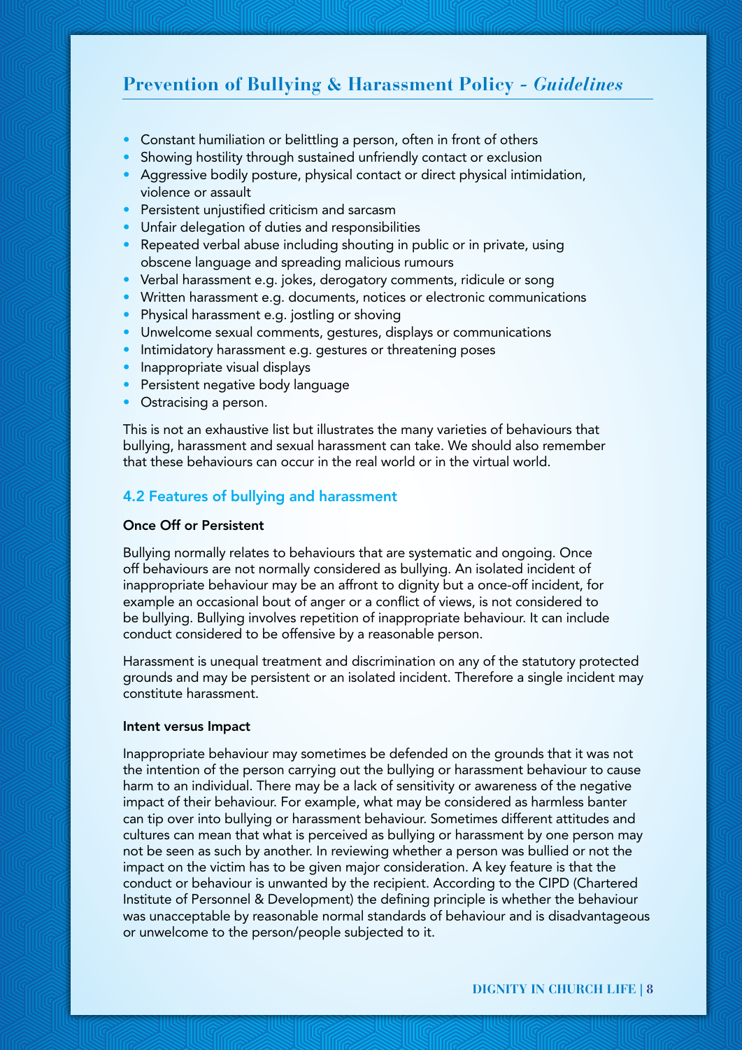- Constant humiliation or belittling a person, often in front of others
- Showing hostility through sustained unfriendly contact or exclusion
- Aggressive bodily posture, physical contact or direct physical intimidation, violence or assault
- Persistent unjustified criticism and sarcasm
- Unfair delegation of duties and responsibilities
- Repeated verbal abuse including shouting in public or in private, using obscene language and spreading malicious rumours
- Verbal harassment e.g. jokes, derogatory comments, ridicule or song
- Written harassment e.g. documents, notices or electronic communications
- Physical harassment e.g. jostling or shoving
- Unwelcome sexual comments, gestures, displays or communications
- Intimidatory harassment e.g. gestures or threatening poses
- Inappropriate visual displays
- Persistent negative body language
- Ostracising a person.

This is not an exhaustive list but illustrates the many varieties of behaviours that bullying, harassment and sexual harassment can take. We should also remember that these behaviours can occur in the real world or in the virtual world.

### 4.2 Features of bullying and harassment

**Once Off or Persistent**

Bullying normally relates to behaviours that are systematic and ongoing. Once off behaviours are not normally considered as bullying. An isolated incident of inappropriate behaviour may be an affront to dignity but a once-off incident, for example an occasional bout of anger or a conflict of views, is not considered to be bullying. Bullying involves repetition of inappropriate behaviour. It can include conduct considered to be offensive by a reasonable person.

Harassment is unequal treatment and discrimination on any of the statutory protected grounds and may be persistent or an isolated incident. Therefore a single incident may constitute harassment.

**Intent versus Impact**

Inappropriate behaviour may sometimes be defended on the grounds that it was not the intention of the person carrying out the bullying or harassment behaviour to cause harm to an individual. There may be a lack of sensitivity or awareness of the negative impact of their behaviour. For example, what may be considered as harmless banter can tip over into bullying or harassment behaviour. Sometimes different attitudes and cultures can mean that what is perceived as bullying or harassment by one person may not be seen as such by another. In reviewing whether a person was bullied or not the impact on the victim has to be given major consideration. A key feature is that the conduct or behaviour is unwanted by the recipient. According to the CIPD (Chartered Institute of Personnel & Development) the defining principle is whether the behaviour was unacceptable by reasonable normal standards of behaviour and is disadvantageous or unwelcome to the person/people subjected to it.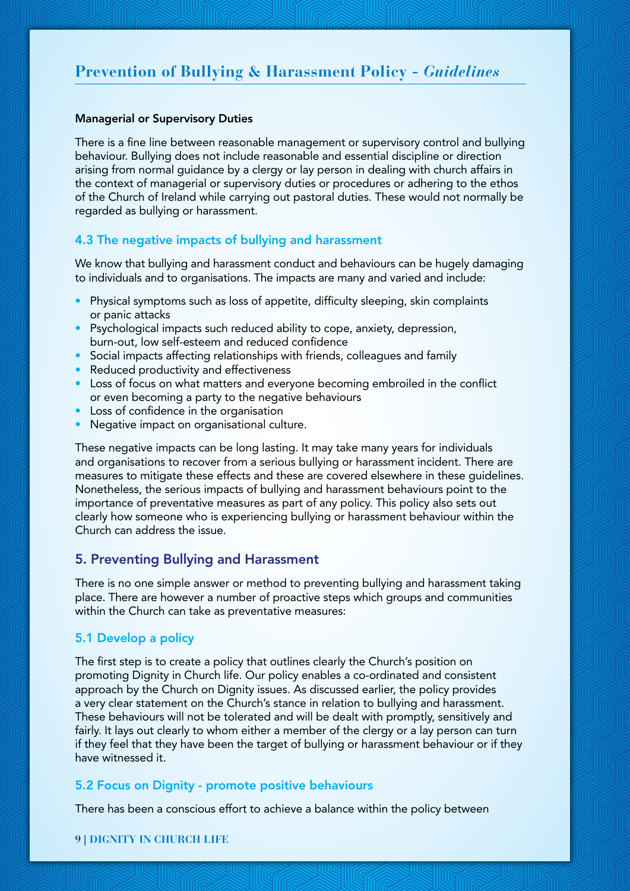**Managerial or Supervisory Duties**

There is a fine line between reasonable management or supervisory control and bullying behaviour. Bullying does not include reasonable and essential discipline or direction arising from normal guidance by a clergy or lay person in dealing with church affairs in the context of managerial or supervisory duties or procedures or adhering to the ethos of the Church of Ireland while carrying out pastoral duties. These would not normally be regarded as bullying or harassment.

### 4.3 The negative impacts of bullying and harassment

We know that bullying and harassment conduct and behaviours can be hugely damaging to individuals and to organisations. The impacts are many and varied and include:

- Physical symptoms such as loss of appetite, difficulty sleeping, skin complaints or panic attacks
- Psychological impacts such reduced ability to cope, anxiety, depression, burn-out, low self-esteem and reduced confidence
- Social impacts affecting relationships with friends, colleagues and family
- Reduced productivity and effectiveness
- Loss of focus on what matters and everyone becoming embroiled in the conflict or even becoming a party to the negative behaviours
- Loss of confidence in the organisation
- Negative impact on organisational culture.

These negative impacts can be long lasting. It may take many years for individuals and organisations to recover from a serious bullying or harassment incident. There are measures to mitigate these effects and these are covered elsewhere in these guidelines. Nonetheless, the serious impacts of bullying and harassment behaviours point to the importance of preventative measures as part of any policy. This policy also sets out clearly how someone who is experiencing bullying or harassment behaviour within the Church can address the issue.

## 5. Preventing Bullying and Harassment

There is no one simple answer or method to preventing bullying and harassment taking place. There are however a number of proactive steps which groups and communities within the Church can take as preventative measures:

### 5.1 Develop a policy

The first step is to create a policy that outlines clearly the Church's position on promoting Dignity in Church life. Our policy enables a co-ordinated and consistent approach by the Church on Dignity issues. As discussed earlier, the policy provides a very clear statement on the Church's stance in relation to bullying and harassment. These behaviours will not be tolerated and will be dealt with promptly, sensitively and fairly. It lays out clearly to whom either a member of the clergy or a lay person can turn if they feel that they have been the target of bullying or harassment behaviour or if they have witnessed it.

### 5.2 Focus on Dignity - promote positive behaviours

There has been a conscious effort to achieve a balance within the policy between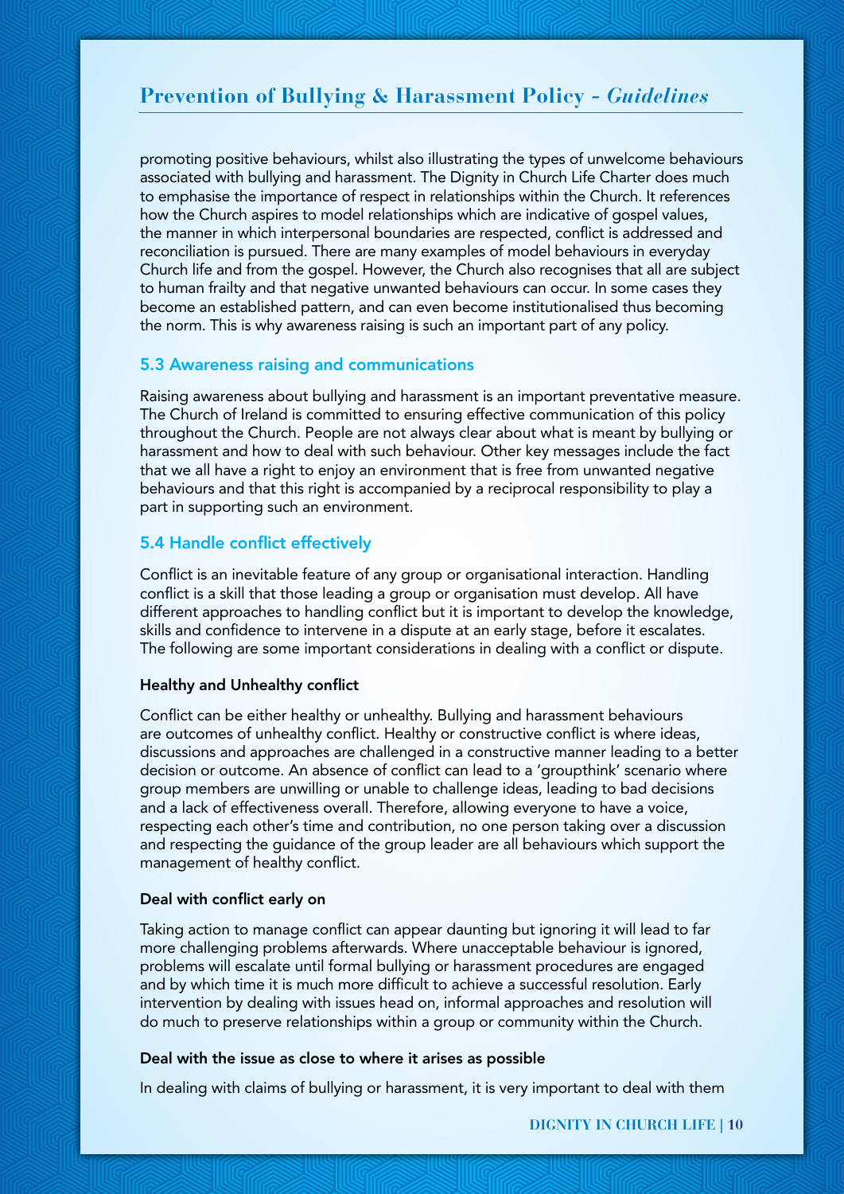promoting positive behaviours, whilst also illustrating the types of unwelcome behaviours associated with bullying and harassment. The Dignity in Church Life Charter does much to emphasise the importance of respect in relationships within the Church. It references how the Church aspires to model relationships which are indicative of gospel values, the manner in which interpersonal boundaries are respected, conflict is addressed and reconciliation is pursued. There are many examples of model behaviours in everyday Church life and from the gospel. However, the Church also recognises that all are subject to human frailty and that negative unwanted behaviours can occur. In some cases they become an established pattern, and can even become institutionalised thus becoming the norm. This is why awareness raising is such an important part of any policy.

## 5.3 Awareness raising and communications

Raising awareness about bullying and harassment is an important preventative measure. The Church of Ireland is committed to ensuring effective communication of this policy throughout the Church. People are not always clear about what is meant by bullying or harassment and how to deal with such behaviour. Other key messages include the fact that we all have a right to enjoy an environment that is free from unwanted negative behaviours and that this right is accompanied by a reciprocal responsibility to play a part in supporting such an environment.

## 5.4 Handle conflict effectively

Conflict is an inevitable feature of any group or organisational interaction. Handling conflict is a skill that those leading a group or organisation must develop. All have different approaches to handling conflict but it is important to develop the knowledge, skills and confidence to intervene in a dispute at an early stage, before it escalates. The following are some important considerations in dealing with a conflict or dispute.

### Healthy and Unhealthy conflict

Conflict can be either healthy or unhealthy. Bullying and harassment behaviours are outcomes of unhealthy conflict. Healthy or constructive conflict is where ideas, discussions and approaches are challenged in a constructive manner leading to a better decision or outcome. An absence of conflict can lead to a 'groupthink' scenario where group members are unwilling or unable to challenge ideas, leading to bad decisions and a lack of effectiveness overall. Therefore, allowing everyone to have a voice, respecting each other's time and contribution, no one person taking over a discussion and respecting the guidance of the group leader are all behaviours which support the management of healthy conflict.

### Deal with conflict early on

Taking action to manage conflict can appear daunting but ignoring it will lead to far more challenging problems afterwards. Where unacceptable behaviour is ignored, problems will escalate until formal bullying or harassment procedures are engaged and by which time it is much more difficult to achieve a successful resolution. Early intervention by dealing with issues head on, informal approaches and resolution will do much to preserve relationships within a group or community within the Church.

### Deal with the issue as close to where it arises as possible

In dealing with claims of bullying or harassment, it is very important to deal with them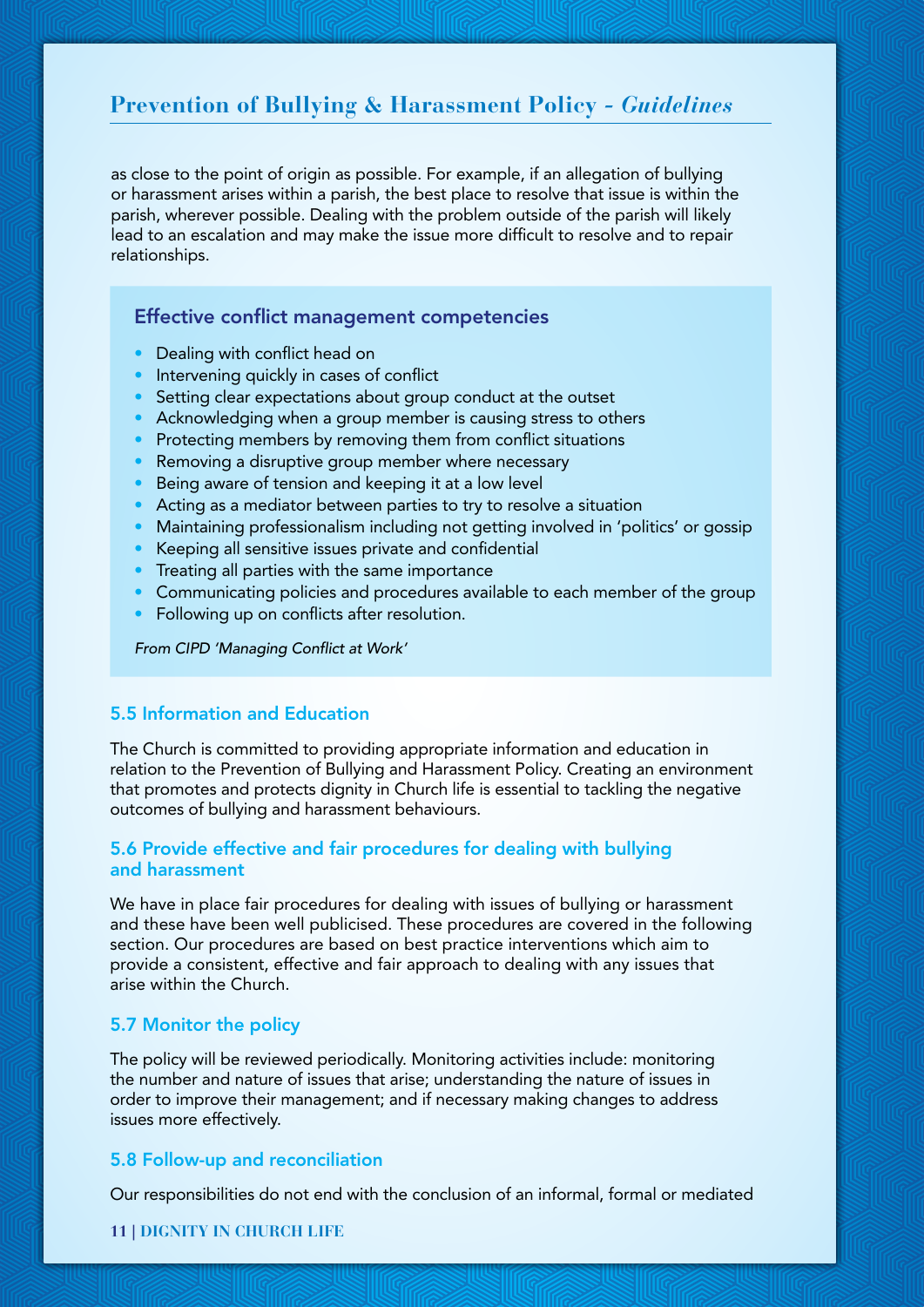as close to the point of origin as possible. For example, if an allegation of bullying or harassment arises within a parish, the best place to resolve that issue is within the parish, wherever possible. Dealing with the problem outside of the parish will likely lead to an escalation and may make the issue more difficult to resolve and to repair relationships.

### Effective conflict management competencies

- Dealing with conflict head on
- Intervening quickly in cases of conflict
- Setting clear expectations about group conduct at the outset
- Acknowledging when a group member is causing stress to others
- Protecting members by removing them from conflict situations
- Removing a disruptive group member where necessary
- Being aware of tension and keeping it at a low level
- Acting as a mediator between parties to try to resolve a situation
- Maintaining professionalism including not getting involved in 'politics' or gossip
- Keeping all sensitive issues private and confidential
- Treating all parties with the same importance
- Communicating policies and procedures available to each member of the group
- Following up on conflicts after resolution.

*From CIPD 'Managing Conflict at Work'*

### 5.5 Information and Education

The Church is committed to providing appropriate information and education in relation to the Prevention of Bullying and Harassment Policy. Creating an environment that promotes and protects dignity in Church life is essential to tackling the negative outcomes of bullying and harassment behaviours.

### 5.6 Provide effective and fair procedures for dealing with bullying and harassment

We have in place fair procedures for dealing with issues of bullying or harassment and these have been well publicised. These procedures are covered in the following section. Our procedures are based on best practice interventions which aim to provide a consistent, effective and fair approach to dealing with any issues that arise within the Church.

### 5.7 Monitor the policy

The policy will be reviewed periodically. Monitoring activities include: monitoring the number and nature of issues that arise; understanding the nature of issues in order to improve their management; and if necessary making changes to address issues more effectively.

### 5.8 Follow-up and reconciliation

Our responsibilities do not end with the conclusion of an informal, formal or mediated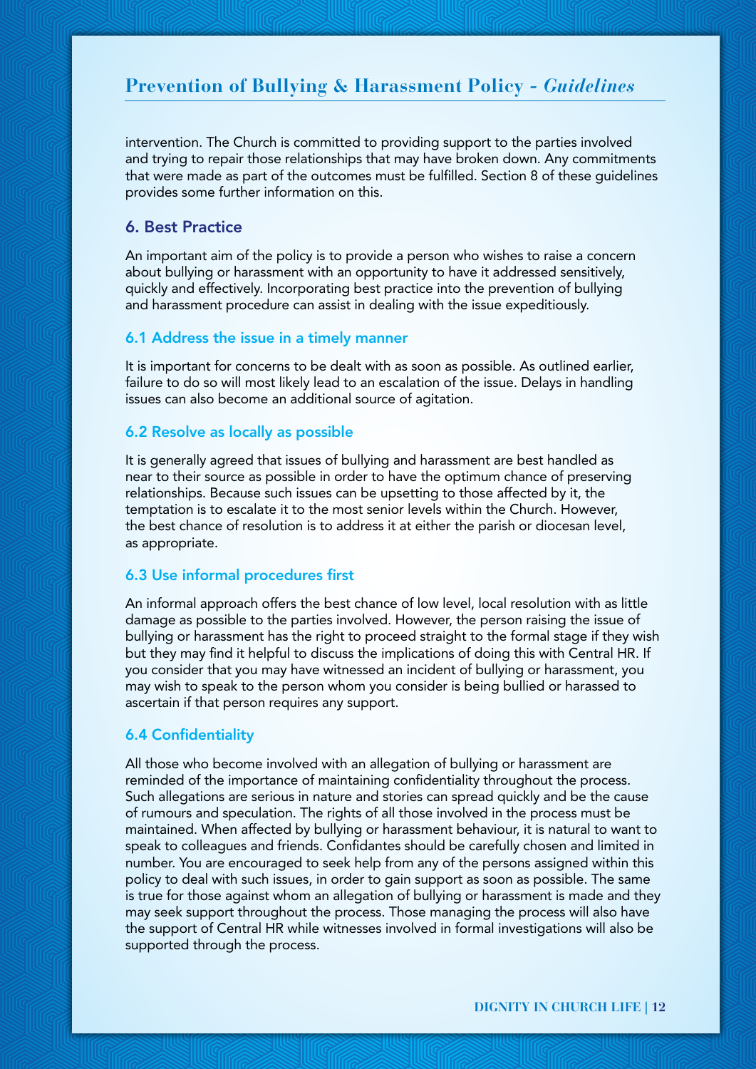intervention. The Church is committed to providing support to the parties involved and trying to repair those relationships that may have broken down. Any commitments that were made as part of the outcomes must be fulfilled. Section 8 of these guidelines provides some further information on this.

## 6. Best Practice

An important aim of the policy is to provide a person who wishes to raise a concern about bullying or harassment with an opportunity to have it addressed sensitively, quickly and effectively. Incorporating best practice into the prevention of bullying and harassment procedure can assist in dealing with the issue expeditiously.

### 6.1 Address the issue in a timely manner

It is important for concerns to be dealt with as soon as possible. As outlined earlier, failure to do so will most likely lead to an escalation of the issue. Delays in handling issues can also become an additional source of agitation.

### 6.2 Resolve as locally as possible

It is generally agreed that issues of bullying and harassment are best handled as near to their source as possible in order to have the optimum chance of preserving relationships. Because such issues can be upsetting to those affected by it, the temptation is to escalate it to the most senior levels within the Church. However, the best chance of resolution is to address it at either the parish or diocesan level, as appropriate.

### 6.3 Use informal procedures first

An informal approach offers the best chance of low level, local resolution with as little damage as possible to the parties involved. However, the person raising the issue of bullying or harassment has the right to proceed straight to the formal stage if they wish but they may find it helpful to discuss the implications of doing this with Central HR. If you consider that you may have witnessed an incident of bullying or harassment, you may wish to speak to the person whom you consider is being bullied or harassed to ascertain if that person requires any support.

### 6.4 Confidentiality

All those who become involved with an allegation of bullying or harassment are reminded of the importance of maintaining confidentiality throughout the process. Such allegations are serious in nature and stories can spread quickly and be the cause of rumours and speculation. The rights of all those involved in the process must be maintained. When affected by bullying or harassment behaviour, it is natural to want to speak to colleagues and friends. Confidantes should be carefully chosen and limited in number. You are encouraged to seek help from any of the persons assigned within this policy to deal with such issues, in order to gain support as soon as possible. The same is true for those against whom an allegation of bullying or harassment is made and they may seek support throughout the process. Those managing the process will also have the support of Central HR while witnesses involved in formal investigations will also be supported through the process.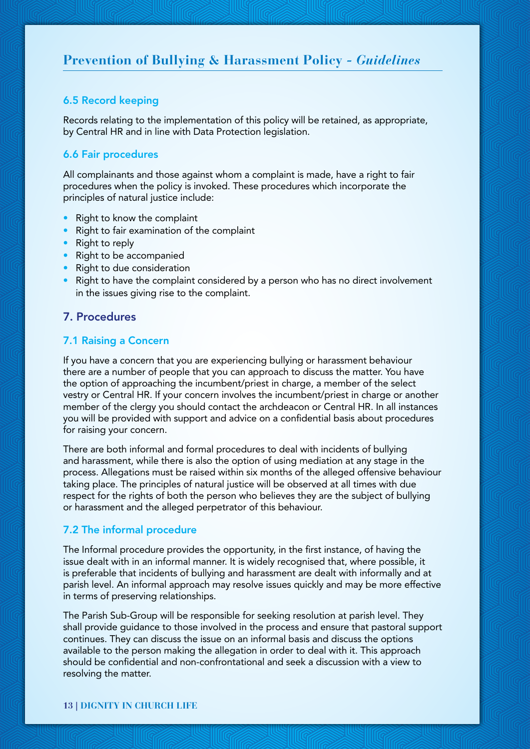### 6.5 Record keeping

Records relating to the implementation of this policy will be retained, as appropriate, by Central HR and in line with Data Protection legislation.

### 6.6 Fair procedures

All complainants and those against whom a complaint is made, have a right to fair procedures when the policy is invoked. These procedures which incorporate the principles of natural justice include:

- Right to know the complaint
- Right to fair examination of the complaint
- Right to reply
- Right to be accompanied
- Right to due consideration
- Right to have the complaint considered by a person who has no direct involvement in the issues giving rise to the complaint.

## 7. Procedures

### 7.1 Raising a Concern

If you have a concern that you are experiencing bullying or harassment behaviour there are a number of people that you can approach to discuss the matter. You have the option of approaching the incumbent/priest in charge, a member of the select vestry or Central HR. If your concern involves the incumbent/priest in charge or another member of the clergy you should contact the archdeacon or Central HR. In all instances you will be provided with support and advice on a confidential basis about procedures for raising your concern.

There are both informal and formal procedures to deal with incidents of bullying and harassment, while there is also the option of using mediation at any stage in the process. Allegations must be raised within six months of the alleged offensive behaviour taking place. The principles of natural justice will be observed at all times with due respect for the rights of both the person who believes they are the subject of bullying or harassment and the alleged perpetrator of this behaviour.

### 7.2 The informal procedure

The Informal procedure provides the opportunity, in the first instance, of having the issue dealt with in an informal manner. It is widely recognised that, where possible, it is preferable that incidents of bullying and harassment are dealt with informally and at parish level. An informal approach may resolve issues quickly and may be more effective in terms of preserving relationships.

The Parish Sub-Group will be responsible for seeking resolution at parish level. They shall provide guidance to those involved in the process and ensure that pastoral support continues. They can discuss the issue on an informal basis and discuss the options available to the person making the allegation in order to deal with it. This approach should be confidential and non-confrontational and seek a discussion with a view to resolving the matter.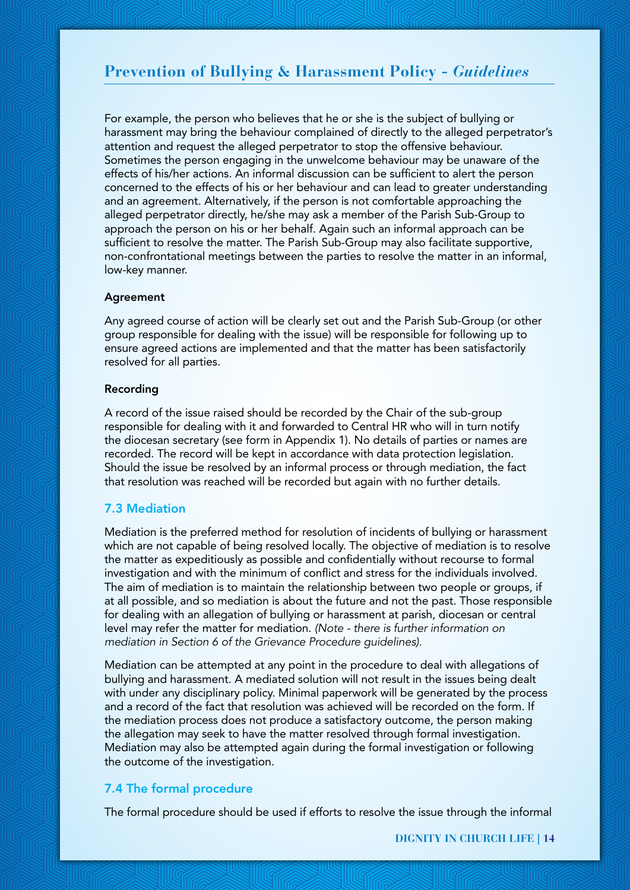For example, the person who believes that he or she is the subject of bullying or harassment may bring the behaviour complained of directly to the alleged perpetrator's attention and request the alleged perpetrator to stop the offensive behaviour. Sometimes the person engaging in the unwelcome behaviour may be unaware of the effects of his/her actions. An informal discussion can be sufficient to alert the person concerned to the effects of his or her behaviour and can lead to greater understanding and an agreement. Alternatively, if the person is not comfortable approaching the alleged perpetrator directly, he/she may ask a member of the Parish Sub-Group to approach the person on his or her behalf. Again such an informal approach can be sufficient to resolve the matter. The Parish Sub-Group may also facilitate supportive, non-confrontational meetings between the parties to resolve the matter in an informal, low-key manner.

**Agreement**

Any agreed course of action will be clearly set out and the Parish Sub-Group (or other group responsible for dealing with the issue) will be responsible for following up to ensure agreed actions are implemented and that the matter has been satisfactorily resolved for all parties.

**Recording**

A record of the issue raised should be recorded by the Chair of the sub-group responsible for dealing with it and forwarded to Central HR who will in turn notify the diocesan secretary (see form in Appendix 1). No details of parties or names are recorded. The record will be kept in accordance with data protection legislation. Should the issue be resolved by an informal process or through mediation, the fact that resolution was reached will be recorded but again with no further details.

## 7.3 Mediation

Mediation is the preferred method for resolution of incidents of bullying or harassment which are not capable of being resolved locally. The objective of mediation is to resolve the matter as expeditiously as possible and confidentially without recourse to formal investigation and with the minimum of conflict and stress for the individuals involved. The aim of mediation is to maintain the relationship between two people or groups, if at all possible, and so mediation is about the future and not the past. Those responsible for dealing with an allegation of bullying or harassment at parish, diocesan or central level may refer the matter for mediation. *(Note - there is further information on mediation in Section 6 of the Grievance Procedure guidelines).*

Mediation can be attempted at any point in the procedure to deal with allegations of bullying and harassment. A mediated solution will not result in the issues being dealt with under any disciplinary policy. Minimal paperwork will be generated by the process and a record of the fact that resolution was achieved will be recorded on the form. If the mediation process does not produce a satisfactory outcome, the person making the allegation may seek to have the matter resolved through formal investigation. Mediation may also be attempted again during the formal investigation or following the outcome of the investigation.

## 7.4 The formal procedure

The formal procedure should be used if efforts to resolve the issue through the informal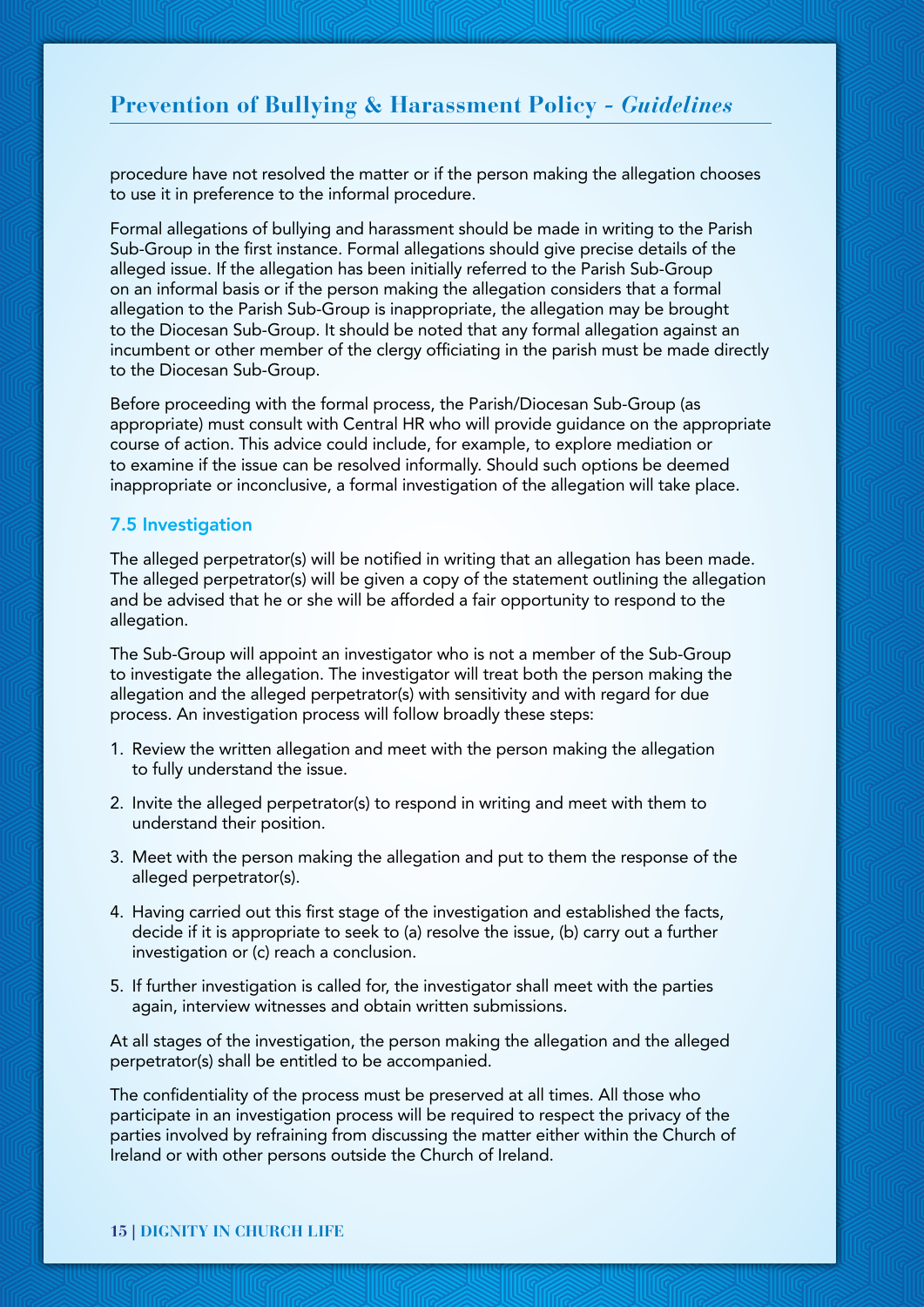procedure have not resolved the matter or if the person making the allegation chooses to use it in preference to the informal procedure.

Formal allegations of bullying and harassment should be made in writing to the Parish Sub-Group in the first instance. Formal allegations should give precise details of the alleged issue. If the allegation has been initially referred to the Parish Sub-Group on an informal basis or if the person making the allegation considers that a formal allegation to the Parish Sub-Group is inappropriate, the allegation may be brought to the Diocesan Sub-Group. It should be noted that any formal allegation against an incumbent or other member of the clergy officiating in the parish must be made directly to the Diocesan Sub-Group.

Before proceeding with the formal process, the Parish/Diocesan Sub-Group (as appropriate) must consult with Central HR who will provide guidance on the appropriate course of action. This advice could include, for example, to explore mediation or to examine if the issue can be resolved informally. Should such options be deemed inappropriate or inconclusive, a formal investigation of the allegation will take place.

### 7.5 Investigation

The alleged perpetrator(s) will be notified in writing that an allegation has been made. The alleged perpetrator(s) will be given a copy of the statement outlining the allegation and be advised that he or she will be afforded a fair opportunity to respond to the allegation.

The Sub-Group will appoint an investigator who is not a member of the Sub-Group to investigate the allegation. The investigator will treat both the person making the allegation and the alleged perpetrator(s) with sensitivity and with regard for due process. An investigation process will follow broadly these steps:

1. Review the written allegation and meet with the person making the allegation to fully understand the issue.
2. Invite the alleged perpetrator(s) to respond in writing and meet with them to understand their position.
3. Meet with the person making the allegation and put to them the response of the alleged perpetrator(s).
4. Having carried out this first stage of the investigation and established the facts, decide if it is appropriate to seek to (a) resolve the issue, (b) carry out a further investigation or (c) reach a conclusion.
5. If further investigation is called for, the investigator shall meet with the parties again, interview witnesses and obtain written submissions.

At all stages of the investigation, the person making the allegation and the alleged perpetrator(s) shall be entitled to be accompanied.

The confidentiality of the process must be preserved at all times. All those who participate in an investigation process will be required to respect the privacy of the parties involved by refraining from discussing the matter either within the Church of Ireland or with other persons outside the Church of Ireland.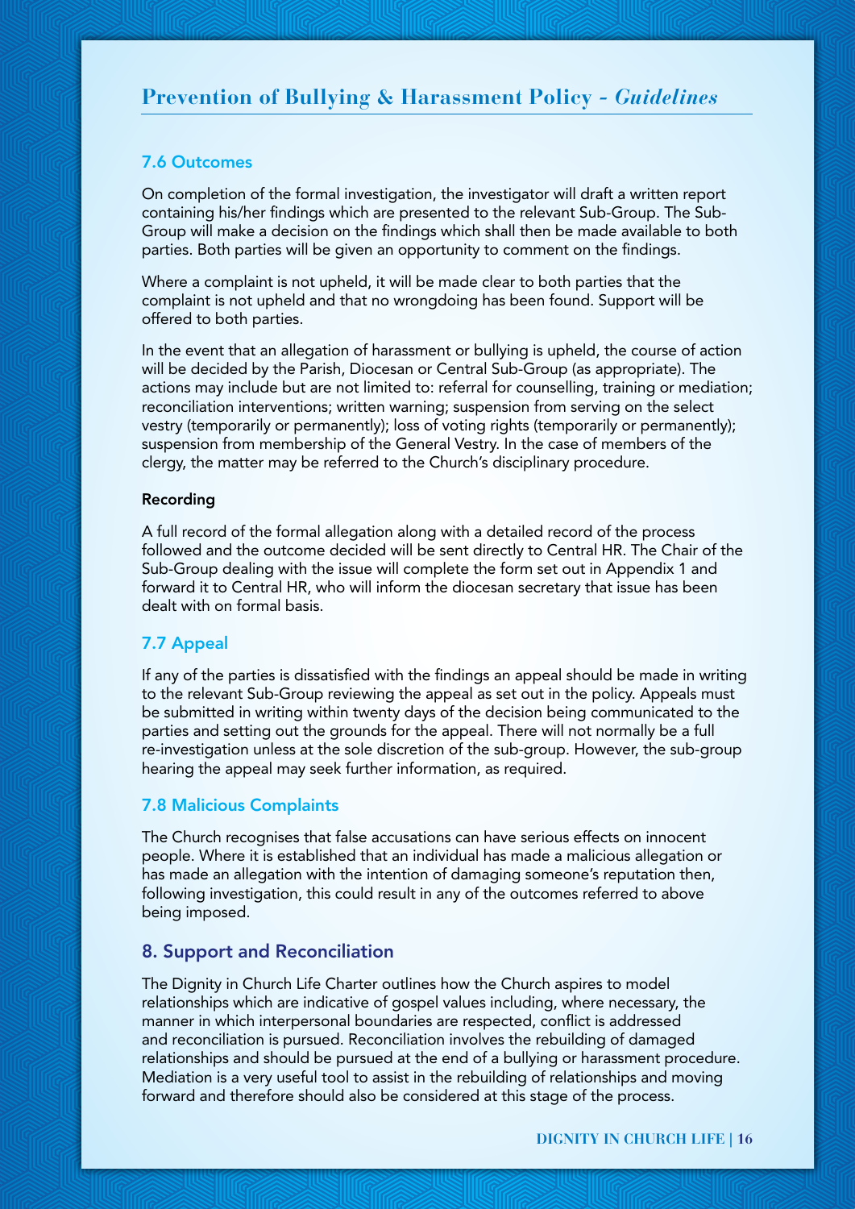## 7.6 Outcomes

On completion of the formal investigation, the investigator will draft a written report containing his/her findings which are presented to the relevant Sub-Group. The Sub-Group will make a decision on the findings which shall then be made available to both parties. Both parties will be given an opportunity to comment on the findings.

Where a complaint is not upheld, it will be made clear to both parties that the complaint is not upheld and that no wrongdoing has been found. Support will be offered to both parties.

In the event that an allegation of harassment or bullying is upheld, the course of action will be decided by the Parish, Diocesan or Central Sub-Group (as appropriate). The actions may include but are not limited to: referral for counselling, training or mediation; reconciliation interventions; written warning; suspension from serving on the select vestry (temporarily or permanently); loss of voting rights (temporarily or permanently); suspension from membership of the General Vestry. In the case of members of the clergy, the matter may be referred to the Church's disciplinary procedure.

### Recording

A full record of the formal allegation along with a detailed record of the process followed and the outcome decided will be sent directly to Central HR. The Chair of the Sub-Group dealing with the issue will complete the form set out in Appendix 1 and forward it to Central HR, who will inform the diocesan secretary that issue has been dealt with on formal basis.

## 7.7 Appeal

If any of the parties is dissatisfied with the findings an appeal should be made in writing to the relevant Sub-Group reviewing the appeal as set out in the policy. Appeals must be submitted in writing within twenty days of the decision being communicated to the parties and setting out the grounds for the appeal. There will not normally be a full re-investigation unless at the sole discretion of the sub-group. However, the sub-group hearing the appeal may seek further information, as required.

## 7.8 Malicious Complaints

The Church recognises that false accusations can have serious effects on innocent people. Where it is established that an individual has made a malicious allegation or has made an allegation with the intention of damaging someone's reputation then, following investigation, this could result in any of the outcomes referred to above being imposed.

# 8. Support and Reconciliation

The Dignity in Church Life Charter outlines how the Church aspires to model relationships which are indicative of gospel values including, where necessary, the manner in which interpersonal boundaries are respected, conflict is addressed and reconciliation is pursued. Reconciliation involves the rebuilding of damaged relationships and should be pursued at the end of a bullying or harassment procedure. Mediation is a very useful tool to assist in the rebuilding of relationships and moving forward and therefore should also be considered at this stage of the process.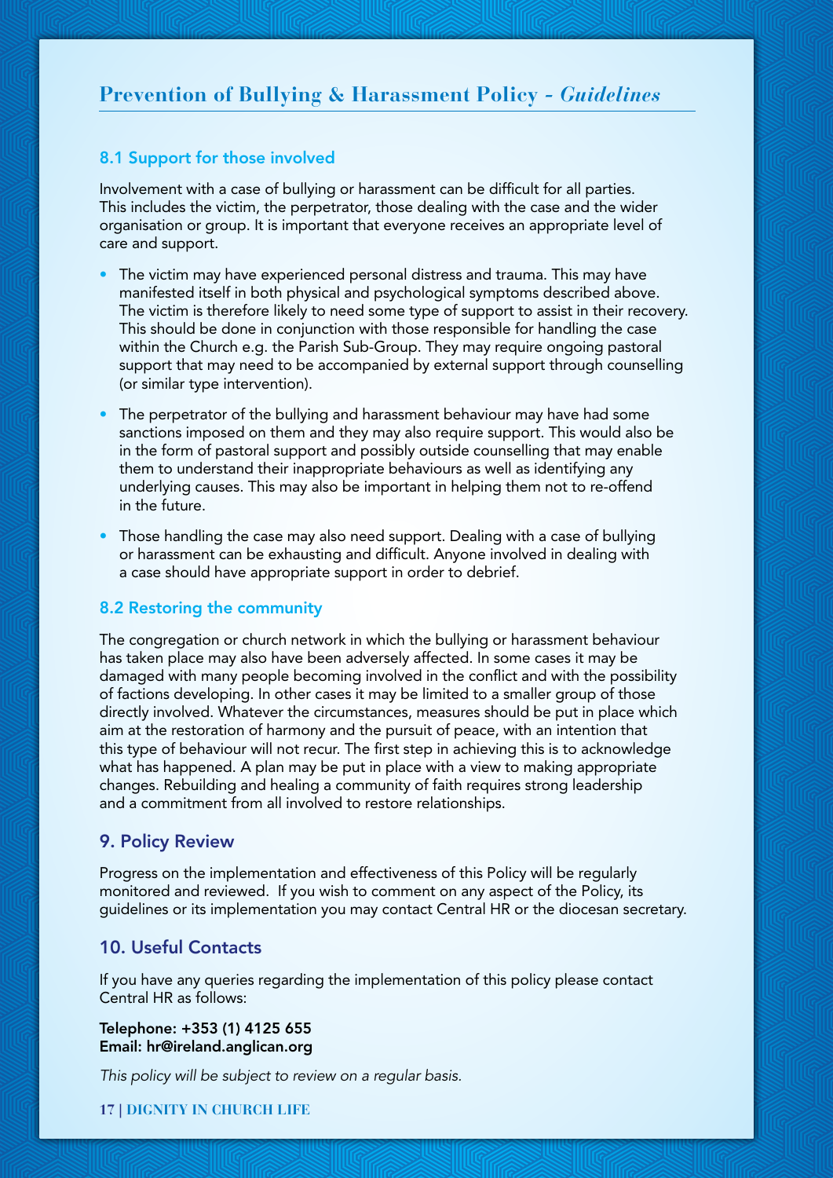## 8.1 Support for those involved

Involvement with a case of bullying or harassment can be difficult for all parties. This includes the victim, the perpetrator, those dealing with the case and the wider organisation or group. It is important that everyone receives an appropriate level of care and support.

- The victim may have experienced personal distress and trauma. This may have manifested itself in both physical and psychological symptoms described above. The victim is therefore likely to need some type of support to assist in their recovery. This should be done in conjunction with those responsible for handling the case within the Church e.g. the Parish Sub-Group. They may require ongoing pastoral support that may need to be accompanied by external support through counselling (or similar type intervention).
- The perpetrator of the bullying and harassment behaviour may have had some sanctions imposed on them and they may also require support. This would also be in the form of pastoral support and possibly outside counselling that may enable them to understand their inappropriate behaviours as well as identifying any underlying causes. This may also be important in helping them not to re-offend in the future.
- Those handling the case may also need support. Dealing with a case of bullying or harassment can be exhausting and difficult. Anyone involved in dealing with a case should have appropriate support in order to debrief.

## 8.2 Restoring the community

The congregation or church network in which the bullying or harassment behaviour has taken place may also have been adversely affected. In some cases it may be damaged with many people becoming involved in the conflict and with the possibility of factions developing. In other cases it may be limited to a smaller group of those directly involved. Whatever the circumstances, measures should be put in place which aim at the restoration of harmony and the pursuit of peace, with an intention that this type of behaviour will not recur. The first step in achieving this is to acknowledge what has happened. A plan may be put in place with a view to making appropriate changes. Rebuilding and healing a community of faith requires strong leadership and a commitment from all involved to restore relationships.

## 9. Policy Review

Progress on the implementation and effectiveness of this Policy will be regularly monitored and reviewed. If you wish to comment on any aspect of the Policy, its guidelines or its implementation you may contact Central HR or the diocesan secretary.

## 10. Useful Contacts

If you have any queries regarding the implementation of this policy please contact Central HR as follows:

**Telephone: +353 (1) 4125 655**
**Email: hr@ireland.anglican.org**

*This policy will be subject to review on a regular basis.*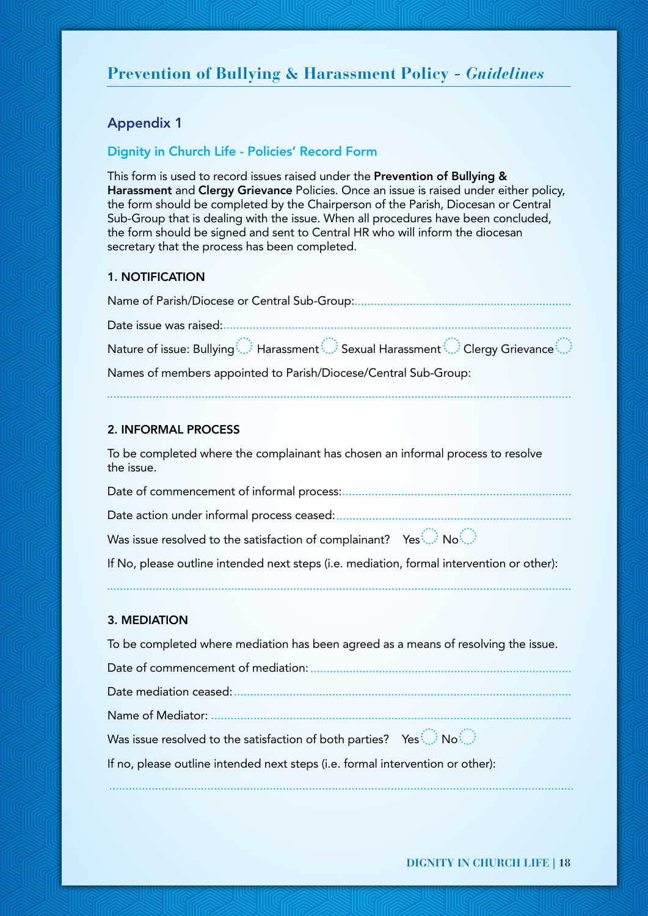## Appendix 1

### Dignity in Church Life - Policies' Record Form

This form is used to record issues raised under the **Prevention of Bullying & Harassment** and **Clergy Grievance** Policies. Once an issue is raised under either policy, the form should be completed by the Chairperson of the Parish, Diocesan or Central Sub-Group that is dealing with the issue. When all procedures have been concluded, the form should be signed and sent to Central HR who will inform the diocesan secretary that the process has been completed.

#### 1. NOTIFICATION

Name of Parish/Diocese or Central Sub-Group:..................................................................

Date issue was raised:..................................................................

Nature of issue: Bullying ◯ Harassment ◯ Sexual Harassment ◯ Clergy Grievance ◯

Names of members appointed to Parish/Diocese/Central Sub-Group:

..................................................................

#### 2. INFORMAL PROCESS

To be completed where the complainant has chosen an informal process to resolve the issue.

Date of commencement of informal process:..................................................................

Date action under informal process ceased:..................................................................

Was issue resolved to the satisfaction of complainant? Yes ◯ No ◯

If No, please outline intended next steps (i.e. mediation, formal intervention or other):

..................................................................

#### 3. MEDIATION

To be completed where mediation has been agreed as a means of resolving the issue.

Date of commencement of mediation: ..................................................................

Date mediation ceased:..................................................................

Name of Mediator: ..................................................................

Was issue resolved to the satisfaction of both parties? Yes ◯ No ◯

If no, please outline intended next steps (i.e. formal intervention or other):

..................................................................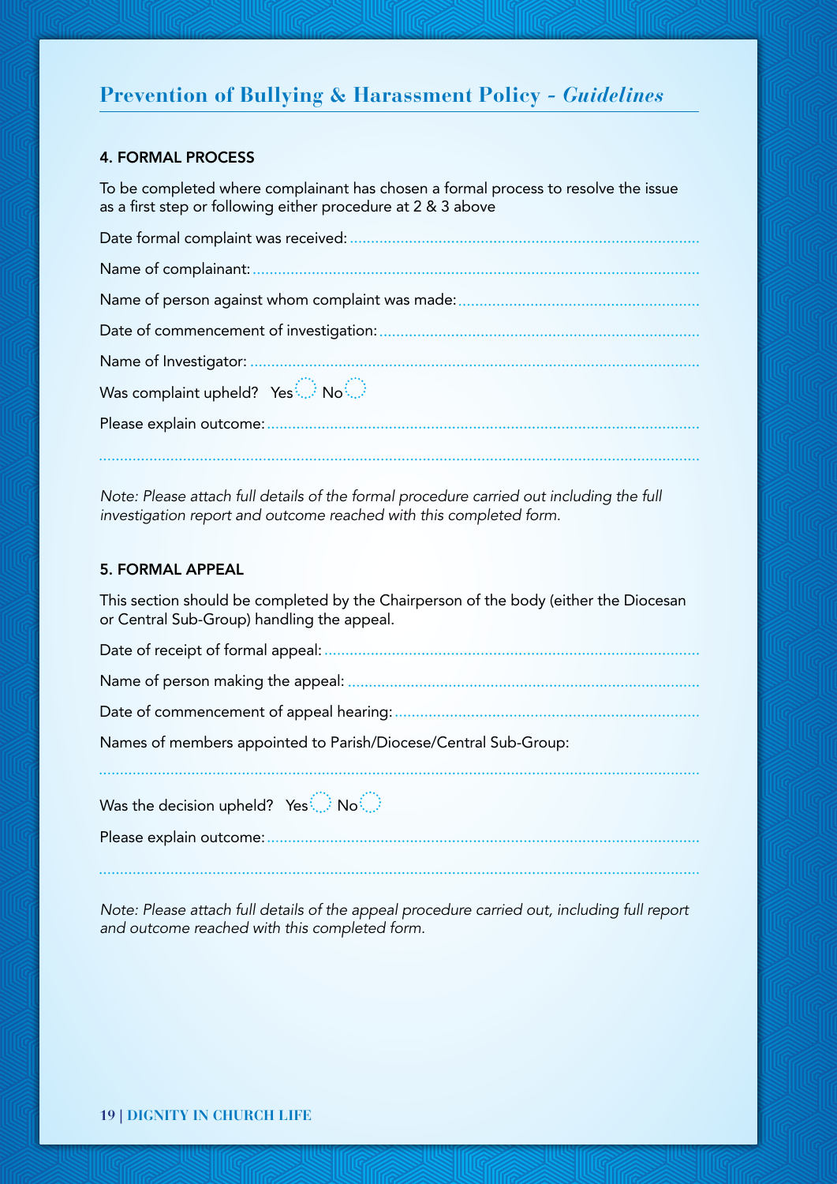## 4. FORMAL PROCESS

To be completed where complainant has chosen a formal process to resolve the issue as a first step or following either procedure at 2 & 3 above

Date formal complaint was received: ..................................................................................

Name of complainant: ..................................................................................

Name of person against whom complaint was made: ..................................................................................

Date of commencement of investigation: ..................................................................................

Name of Investigator: ..................................................................................

Was complaint upheld? Yes ◯ No ◯

Please explain outcome: ..................................................................................

..................................................................................

*Note: Please attach full details of the formal procedure carried out including the full investigation report and outcome reached with this completed form.*

## 5. FORMAL APPEAL

This section should be completed by the Chairperson of the body (either the Diocesan or Central Sub-Group) handling the appeal.

Date of receipt of formal appeal: ..................................................................................

Name of person making the appeal: ..................................................................................

Date of commencement of appeal hearing: ..................................................................................

Names of members appointed to Parish/Diocese/Central Sub-Group:

..................................................................................

Was the decision upheld? Yes ◯ No ◯

Please explain outcome: ..................................................................................

..................................................................................

*Note: Please attach full details of the appeal procedure carried out, including full report and outcome reached with this completed form.*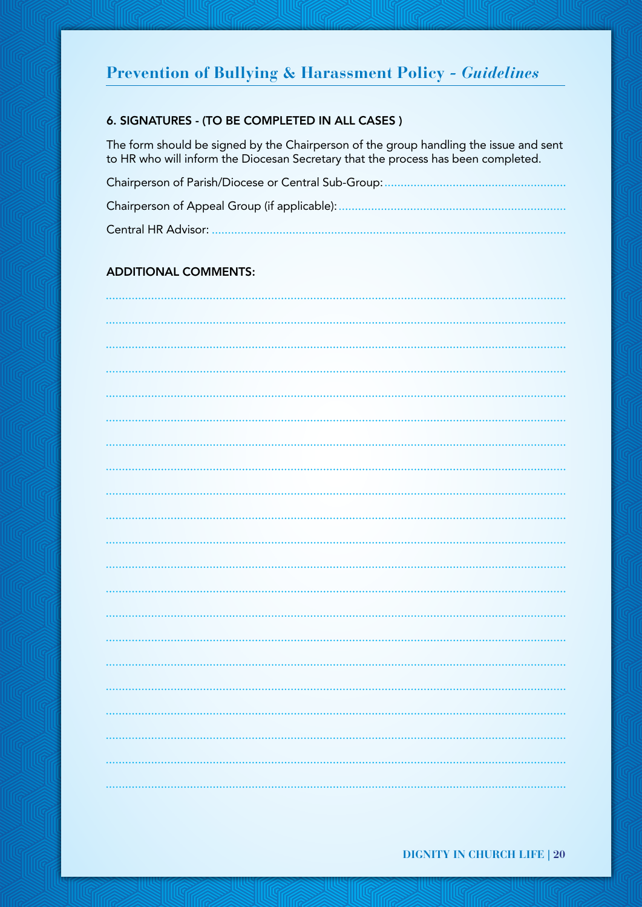## 6. SIGNATURES - (TO BE COMPLETED IN ALL CASES )

The form should be signed by the Chairperson of the group handling the issue and sent to HR who will inform the Diocesan Secretary that the process has been completed.

Chairperson of Parish/Diocese or Central Sub-Group: ........................................................

Chairperson of Appeal Group (if applicable): ........................................................

Central HR Advisor: ........................................................

## ADDITIONAL COMMENTS:

........................................................

........................................................

........................................................

........................................................

........................................................

........................................................

........................................................

........................................................

........................................................

........................................................

........................................................

........................................................

........................................................

........................................................

........................................................

........................................................

........................................................

........................................................

........................................................

........................................................

........................................................